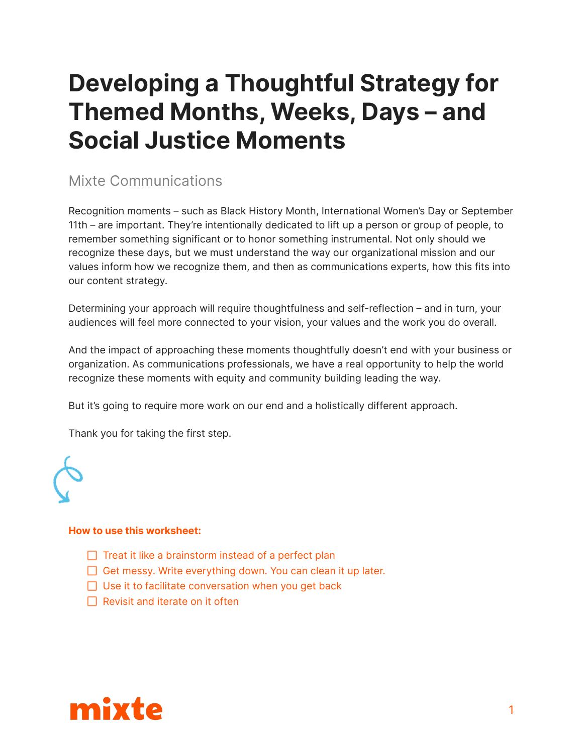# Developing a Thoughtful Strategy for Themed Months, Weeks, Days – and Social Justice Moments

Mixte Communications

Recognition moments – such as Black History Month, International Women's Day or September 11th – are important. They're intentionally dedicated to lift up a person or group of people, to remember something significant or to honor something instrumental. Not only should we recognize these days, but we must understand the way our organizational mission and our values inform how we recognize them, and then as communications experts, how this fits into our content strategy.

Determining your approach will require thoughtfulness and self-reflection – and in turn, your audiences will feel more connected to your vision, your values and the work you do overall.

And the impact of approaching these moments thoughtfully doesn't end with your business or organization. As communications professionals, we have a real opportunity to help the world recognize these moments with equity and community building leading the way.

But it's going to require more work on our end and a holistically different approach.

Thank you for taking the first step.

**How to use this worksheet:**

- [ ] Treat it like a brainstorm instead of a perfect plan
- [ ] Get messy. Write everything down. You can clean it up later.
- [ ] Use it to facilitate conversation when you get back
- [ ] Revisit and iterate on it often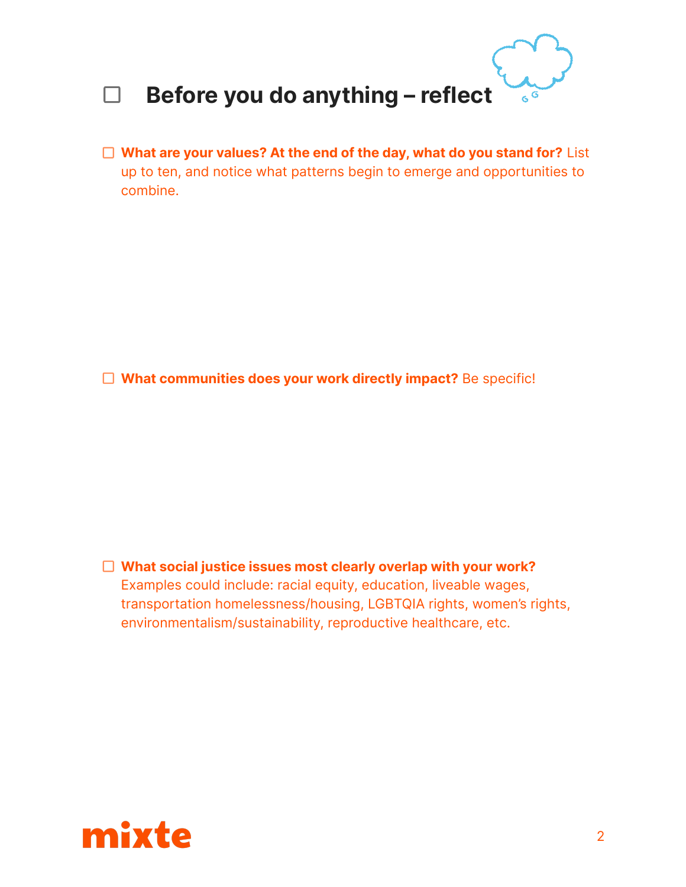## ☐ Before you do anything – reflect

- ☐ **What are your values? At the end of the day, what do you stand for?** List up to ten, and notice what patterns begin to emerge and opportunities to combine.

- ☐ **What communities does your work directly impact?** Be specific!

- ☐ **What social justice issues most clearly overlap with your work?** Examples could include: racial equity, education, liveable wages, transportation homelessness/housing, LGBTQIA rights, women's rights, environmentalism/sustainability, reproductive healthcare, etc.

mixte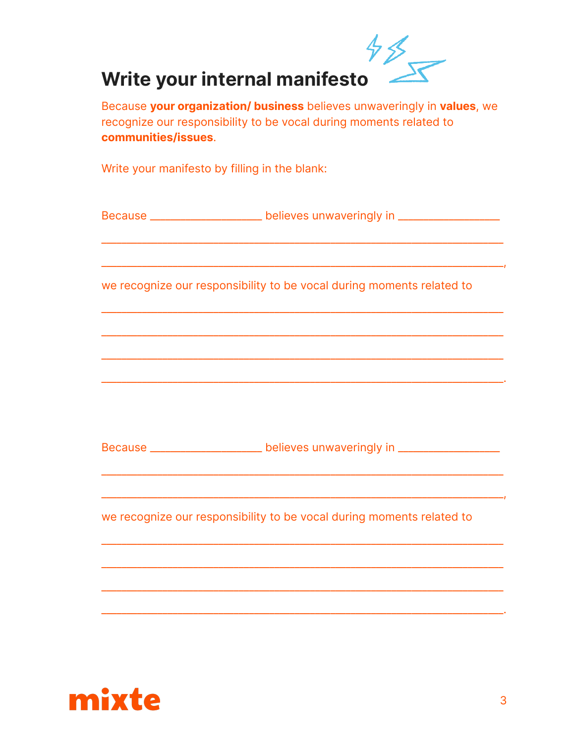# Write your internal manifesto

Because **your organization/ business** believes unwaveringly in **values**, we recognize our responsibility to be vocal during moments related to **communities/issues**.

Write your manifesto by filling in the blank:

Because __________________ believes unwaveringly in ________________

______________________________________________________________

______________________________________________________________,

we recognize our responsibility to be vocal during moments related to

______________________________________________________________

______________________________________________________________

______________________________________________________________

______________________________________________________________.

Because __________________ believes unwaveringly in ________________

______________________________________________________________

______________________________________________________________,

we recognize our responsibility to be vocal during moments related to

______________________________________________________________

______________________________________________________________

______________________________________________________________

______________________________________________________________.

mixte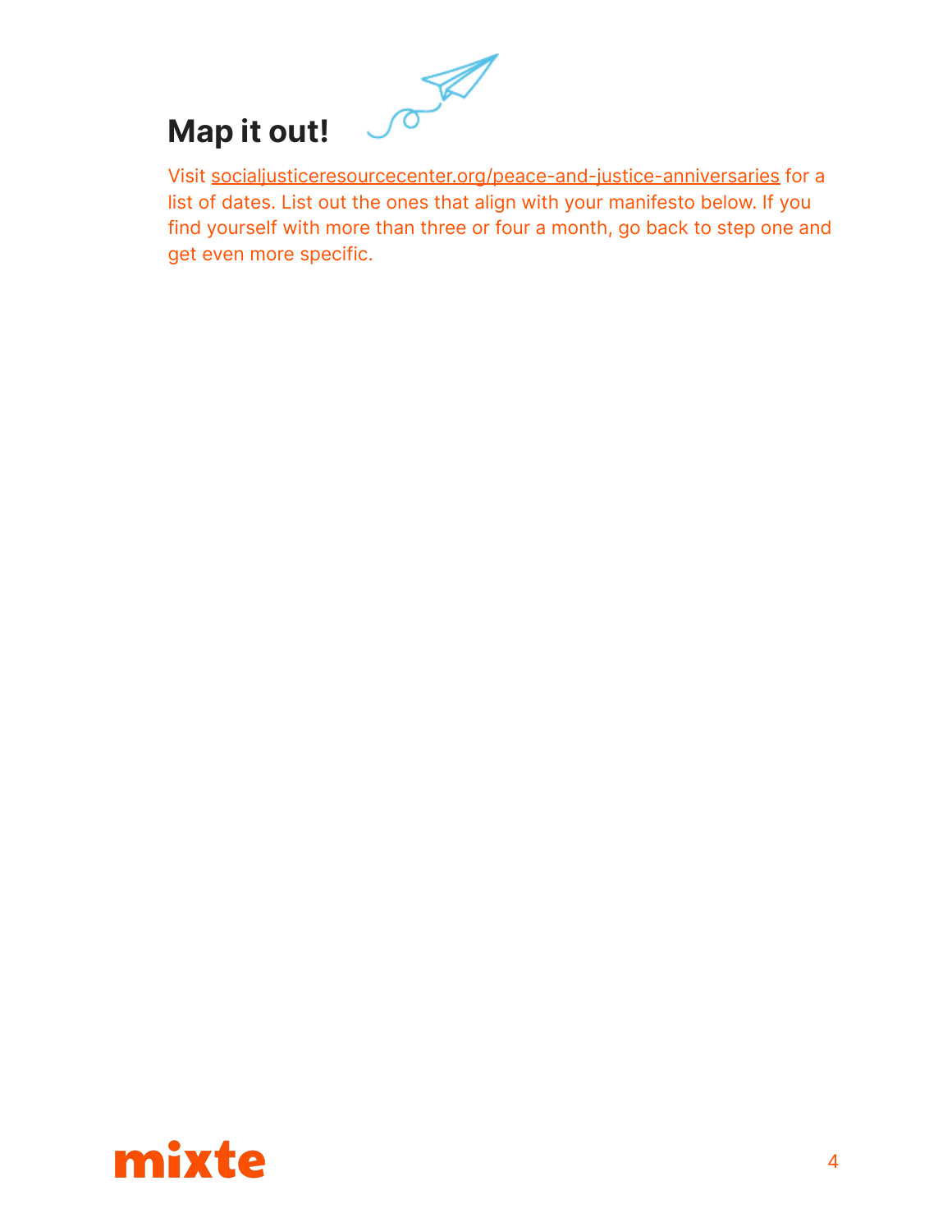## Map it out!

Visit [socialjusticeresourcecenter.org/peace-and-justice-anniversaries](socialjusticeresourcecenter.org/peace-and-justice-anniversaries) for a list of dates. List out the ones that align with your manifesto below. If you find yourself with more than three or four a month, go back to step one and get even more specific.

mixte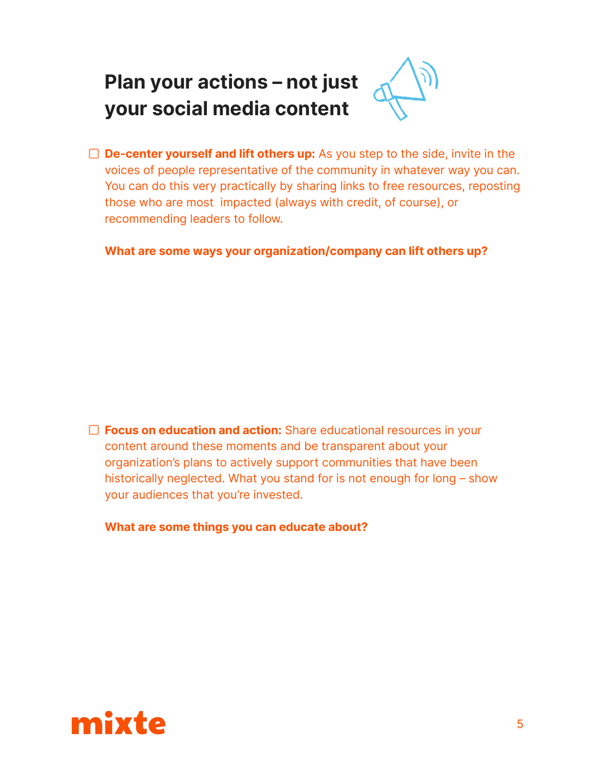# Plan your actions – not just your social media content

- [ ] **De-center yourself and lift others up:** As you step to the side, invite in the voices of people representative of the community in whatever way you can. You can do this very practically by sharing links to free resources, reposting those who are most impacted (always with credit, of course), or recommending leaders to follow.

  **What are some ways your organization/company can lift others up?**

- [ ] **Focus on education and action:** Share educational resources in your content around these moments and be transparent about your organization's plans to actively support communities that have been historically neglected. What you stand for is not enough for long – show your audiences that you're invested.

  **What are some things you can educate about?**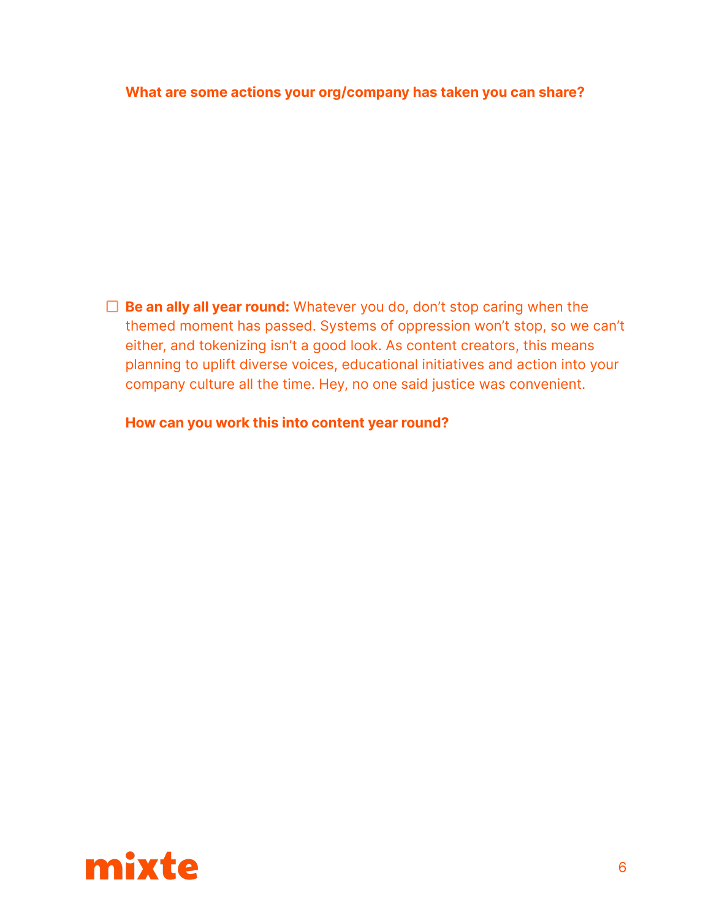**What are some actions your org/company has taken you can share?**

- [ ] **Be an ally all year round:** Whatever you do, don't stop caring when the themed moment has passed. Systems of oppression won't stop, so we can't either, and tokenizing isn't a good look. As content creators, this means planning to uplift diverse voices, educational initiatives and action into your company culture all the time. Hey, no one said justice was convenient.

  **How can you work this into content year round?**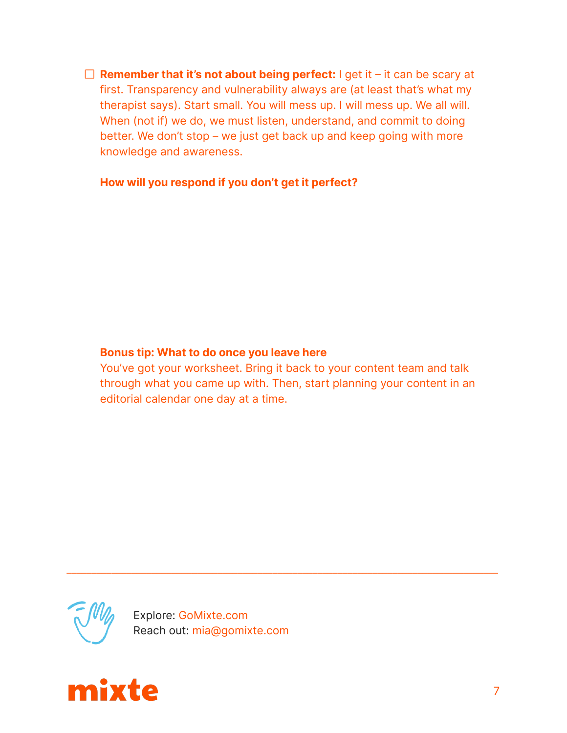- [ ] **Remember that it's not about being perfect:** I get it – it can be scary at first. Transparency and vulnerability always are (at least that's what my therapist says). Start small. You will mess up. I will mess up. We all will. When (not if) we do, we must listen, understand, and commit to doing better. We don't stop – we just get back up and keep going with more knowledge and awareness.

  **How will you respond if you don't get it perfect?**

**Bonus tip: What to do once you leave here**
You've got your worksheet. Bring it back to your content team and talk through what you came up with. Then, start planning your content in an editorial calendar one day at a time.

---

Explore: GoMixte.com
Reach out: mia@gomixte.com

mixte